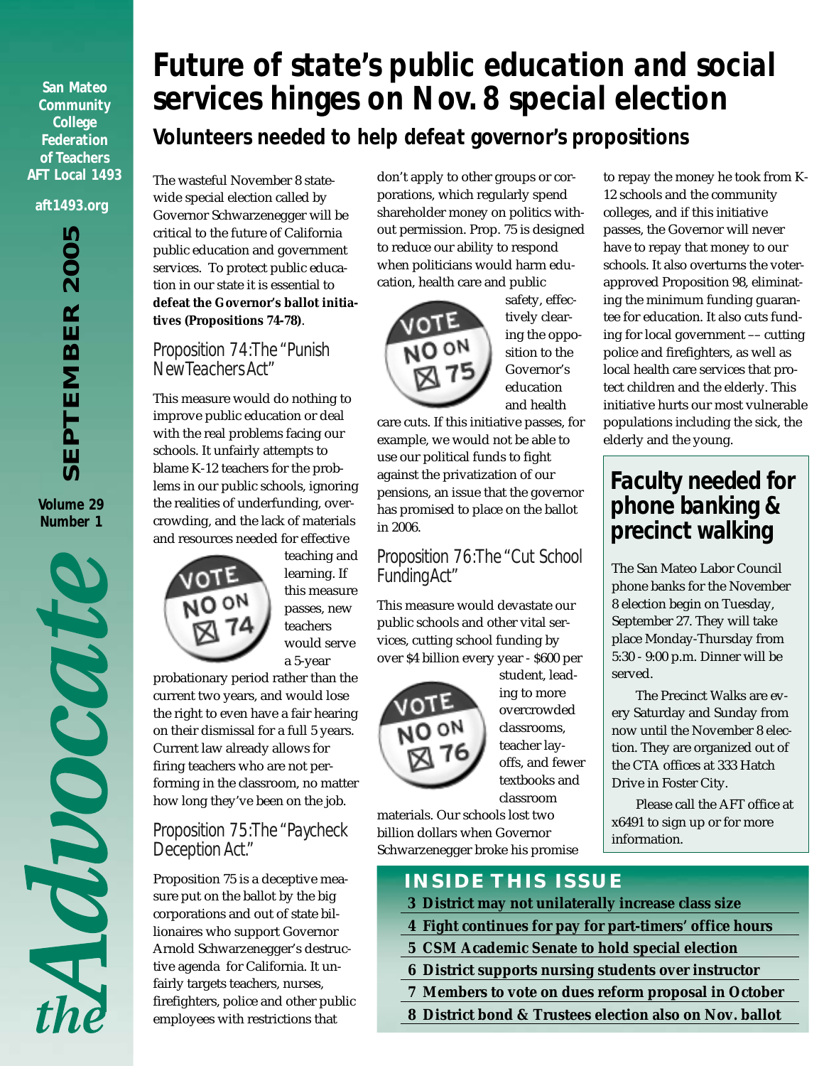San Mateo Community College Federation of Teachers AFT Local 1493

aft1493.org

SEPTEMBER 2005

Volume 29 Number 1

# the Advocate

# Future of state's public education and social services hinges on Nov. 8 special election

## Volunteers needed to help defeat governor's propositions

The wasteful November 8 statewide special election called by Governor Schwarzenegger will be critical to the future of California public education and government services. To protect public education in our state it is essential to **defeat the Governor's ballot initiatives (Propositions 74-78)**.

### Proposition 74: The "Punish New Teachers Act"

This measure would do nothing to improve public education or deal with the real problems facing our schools. It unfairly attempts to blame K-12 teachers for the problems in our public schools, ignoring the realities of underfunding, overcrowding, and the lack of materials and resources needed for effective teaching and learning. If this measure passes, new teachers would serve a 5-year probationary period rather than the current two years, and would lose the right to even have a fair hearing on their dismissal for a full 5 years. Current law already allows for firing teachers who are not performing in the classroom, no matter how long they've been on the job.

VOTE NO ON ☒ 74

### Proposition 75: The "Paycheck Deception Act."

Proposition 75 is a deceptive measure put on the ballot by the big corporations and out of state billionaires who support Governor Arnold Schwarzenegger's destructive agenda for California. It unfairly targets teachers, nurses, firefighters, police and other public employees with restrictions that don't apply to other groups or corporations, which regularly spend shareholder money on politics without permission. Prop. 75 is designed to reduce our ability to respond when politicians would harm education, health care and public safety, effectively clearing the opposition to the Governor's education and health care cuts. If this initiative passes, for example, we would not be able to use our political funds to fight against the privatization of our pensions, an issue that the governor has promised to place on the ballot in 2006.

VOTE NO ON ☒ 75

### Proposition 76: The "Cut School Funding Act"

This measure would devastate our public schools and other vital services, cutting school funding by over $4 billion every year - $600 per student, leading to more overcrowded classrooms, teacher layoffs, and fewer textbooks and classroom materials. Our schools lost two billion dollars when Governor Schwarzenegger broke his promise to repay the money he took from K-12 schools and the community colleges, and if this initiative passes, the Governor will never have to repay that money to our schools. It also overturns the voter-approved Proposition 98, eliminating the minimum funding guarantee for education. It also cuts funding for local government –– cutting police and firefighters, as well as local health care services that protect children and the elderly. This initiative hurts our most vulnerable populations including the sick, the elderly and the young.

VOTE NO ON ☒ 76

## Faculty needed for phone banking & precinct walking

The San Mateo Labor Council phone banks for the November 8 election begin on Tuesday, September 27. They will take place Monday-Thursday from 5:30 - 9:00 p.m. Dinner will be served.

The Precinct Walks are every Saturday and Sunday from now until the November 8 election. They are organized out of the CTA offices at 333 Hatch Drive in Foster City.

Please call the AFT office at x6491 to sign up or for more information.

## INSIDE THIS ISSUE

- 3 District may not unilaterally increase class size
- 4 Fight continues for pay for part-timers' office hours
- 5 CSM Academic Senate to hold special election
- 6 District supports nursing students over instructor
- 7 Members to vote on dues reform proposal in October
- 8 District bond & Trustees election also on Nov. ballot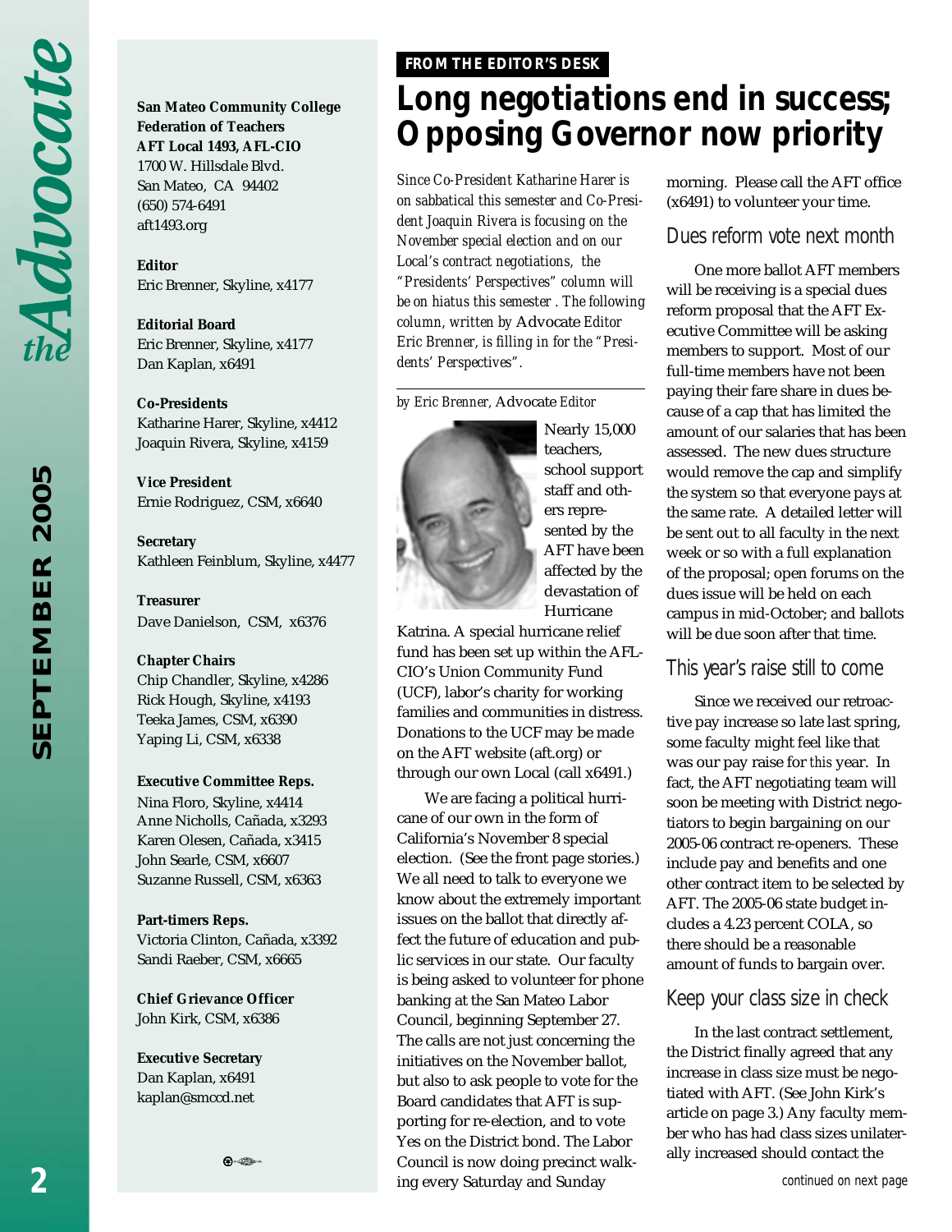**San Mateo Community College Federation of Teachers**
**AFT Local 1493, AFL-CIO**
1700 W. Hillsdale Blvd.
San Mateo, CA 94402
(650) 574-6491
aft1493.org

**Editor**
Eric Brenner, Skyline, x4177

**Editorial Board**
Eric Brenner, Skyline, x4177
Dan Kaplan, x6491

**Co-Presidents**
Katharine Harer, Skyline, x4412
Joaquin Rivera, Skyline, x4159

**Vice President**
Ernie Rodriguez, CSM, x6640

**Secretary**
Kathleen Feinblum, Skyline, x4477

**Treasurer**
Dave Danielson, CSM, x6376

**Chapter Chairs**
Chip Chandler, Skyline, x4286
Rick Hough, Skyline, x4193
Teeka James, CSM, x6390
Yaping Li, CSM, x6338

**Executive Committee Reps.**
Nina Floro, Skyline, x4414
Anne Nicholls, Cañada, x3293
Karen Olesen, Cañada, x3415
John Searle, CSM, x6607
Suzanne Russell, CSM, x6363

**Part-timers Reps.**
Victoria Clinton, Cañada, x3392
Sandi Raeber, CSM, x6665

**Chief Grievance Officer**
John Kirk, CSM, x6386

**Executive Secretary**
Dan Kaplan, x6491
kaplan@smccd.net

**FROM THE EDITOR'S DESK**

# Long negotiations end in success; Opposing Governor now priority

*Since Co-President Katharine Harer is on sabbatical this semester and Co-President Joaquin Rivera is focusing on the November special election and on our Local's contract negotiations, the "Presidents' Perspectives" column will be on hiatus this semester . The following column, written by* Advocate *Editor Eric Brenner, is filling in for the "Presidents' Perspectives".*

*by Eric Brenner,* Advocate *Editor*

Nearly 15,000 teachers, school support staff and others represented by the AFT have been affected by the devastation of Hurricane Katrina. A special hurricane relief fund has been set up within the AFL-CIO's Union Community Fund (UCF), labor's charity for working families and communities in distress. Donations to the UCF may be made on the AFT website (aft.org) or through our own Local (call x6491.)

We are facing a political hurricane of our own in the form of California's November 8 special election. (See the front page stories.) We all need to talk to everyone we know about the extremely important issues on the ballot that directly affect the future of education and public services in our state. Our faculty is being asked to volunteer for phone banking at the San Mateo Labor Council, beginning September 27. The calls are not just concerning the initiatives on the November ballot, but also to ask people to vote for the Board candidates that AFT is supporting for re-election, and to vote Yes on the District bond. The Labor Council is now doing precinct walking every Saturday and Sunday morning. Please call the AFT office (x6491) to volunteer your time.

## Dues reform vote next month

One more ballot AFT members will be receiving is a special dues reform proposal that the AFT Executive Committee will be asking members to support. Most of our full-time members have not been paying their fare share in dues because of a cap that has limited the amount of our salaries that has been assessed. The new dues structure would remove the cap and simplify the system so that everyone pays at the same rate. A detailed letter will be sent out to all faculty in the next week or so with a full explanation of the proposal; open forums on the dues issue will be held on each campus in mid-October; and ballots will be due soon after that time.

## This year's raise still to come

Since we received our retroactive pay increase so late last spring, some faculty might feel like that was our pay raise for *this* year. In fact, the AFT negotiating team will soon be meeting with District negotiators to begin bargaining on our 2005-06 contract re-openers. These include pay and benefits and one other contract item to be selected by AFT. The 2005-06 state budget includes a 4.23 percent COLA, so there should be a reasonable amount of funds to bargain over.

## Keep your class size in check

In the last contract settlement, the District finally agreed that any increase in class size must be negotiated with AFT. (See John Kirk's article on page 3.) Any faculty member who has had class sizes unilaterally increased should contact the

*continued on next page*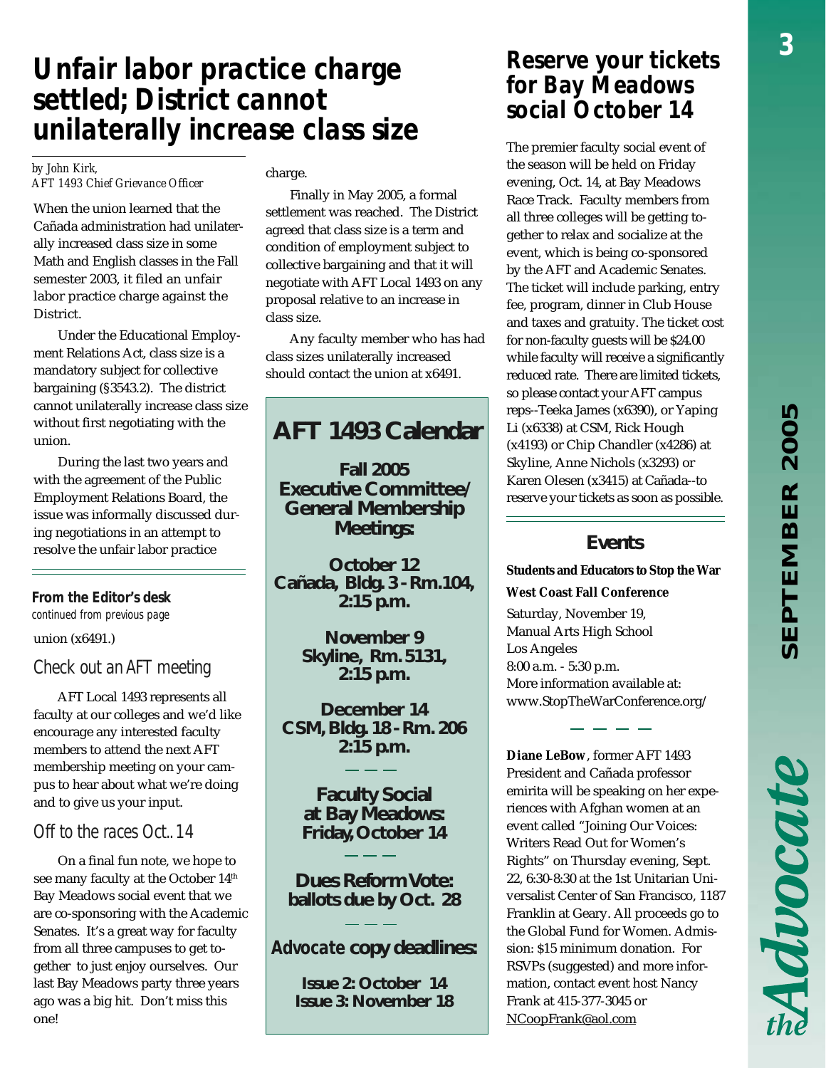# Unfair labor practice charge settled; District cannot unilaterally increase class size

*by John Kirk,*
*AFT 1493 Chief Grievance Officer*

When the union learned that the Cañada administration had unilaterally increased class size in some Math and English classes in the Fall semester 2003, it filed an unfair labor practice charge against the District.

Under the Educational Employment Relations Act, class size is a mandatory subject for collective bargaining (§3543.2). The district cannot unilaterally increase class size without first negotiating with the union.

During the last two years and with the agreement of the Public Employment Relations Board, the issue was informally discussed during negotiations in an attempt to resolve the unfair labor practice charge.

Finally in May 2005, a formal settlement was reached. The District agreed that class size is a term and condition of employment subject to collective bargaining and that it will negotiate with AFT Local 1493 on any proposal relative to an increase in class size.

Any faculty member who has had class sizes unilaterally increased should contact the union at x6491.

### From the Editor's desk

*continued from previous page*

union (x6491.)

### Check out an AFT meeting

AFT Local 1493 represents all faculty at our colleges and we'd like encourage any interested faculty members to attend the next AFT membership meeting on your campus to hear about what we're doing and to give us your input.

### Off to the races Oct..14

On a final fun note, we hope to see many faculty at the October 14th Bay Meadows social event that we are co-sponsoring with the Academic Senates. It's a great way for faculty from all three campuses to get together to just enjoy ourselves. Our last Bay Meadows party three years ago was a big hit. Don't miss this one!

## AFT 1493 Calendar

**Fall 2005 Executive Committee/ General Membership Meetings:**

**October 12**
**Cañada, Bldg. 3 - Rm.104, 2:15 p.m.**

**November 9**
**Skyline, Rm. 5131, 2:15 p.m.**

**December 14**
**CSM, Bldg. 18 - Rm. 206 2:15 p.m.**

**Faculty Social at Bay Meadows: Friday, October 14**

**Dues Reform Vote: ballots due by Oct. 28**

***Advocate* copy deadlines:**

**Issue 2: October 14**
**Issue 3: November 18**

# Reserve your tickets for Bay Meadows social October 14

The premier faculty social event of the season will be held on Friday evening, Oct. 14, at Bay Meadows Race Track. Faculty members from all three colleges will be getting together to relax and socialize at the event, which is being co-sponsored by the AFT and Academic Senates. The ticket will include parking, entry fee, program, dinner in Club House and taxes and gratuity. The ticket cost for non-faculty guests will be $24.00 while faculty will receive a significantly reduced rate. There are limited tickets, so please contact your AFT campus reps--Teeka James (x6390), or Yaping Li (x6338) at CSM, Rick Hough (x4193) or Chip Chandler (x4286) at Skyline, Anne Nichols (x3293) or Karen Olesen (x3415) at Cañada--to reserve your tickets as soon as possible.

## Events

**Students and Educators to Stop the War West Coast Fall Conference**

Saturday, November 19,
Manual Arts High School
Los Angeles
8:00 a.m. - 5:30 p.m.
More information available at:
www.StopTheWarConference.org/

**Diane LeBow**, former AFT 1493 President and Cañada professor emirita will be speaking on her experiences with Afghan women at an event called "Joining Our Voices: Writers Read Out for Women's Rights" on Thursday evening, Sept. 22, 6:30-8:30 at the 1st Unitarian Universalist Center of San Francisco, 1187 Franklin at Geary. All proceeds go to the Global Fund for Women. Admission: $15 minimum donation. For RSVPs (suggested) and more information, contact event host Nancy Frank at 415-377-3045 or NCoopFrank@aol.com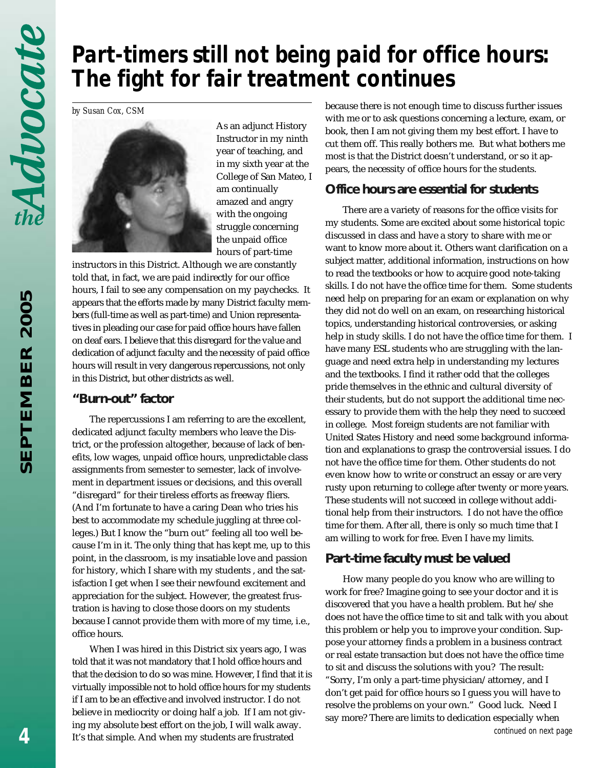# Part-timers still not being paid for office hours: The fight for fair treatment continues

*by Susan Cox, CSM*

As an adjunct History Instructor in my ninth year of teaching, and in my sixth year at the College of San Mateo, I am continually amazed and angry with the ongoing struggle concerning the unpaid office hours of part-time instructors in this District. Although we are constantly told that, in fact, we are paid indirectly for our office hours, I fail to see any compensation on my paychecks. It appears that the efforts made by many District faculty members (full-time as well as part-time) and Union representatives in pleading our case for paid office hours have fallen on deaf ears. I believe that this disregard for the value and dedication of adjunct faculty and the necessity of paid office hours will result in very dangerous repercussions, not only in this District, but other districts as well.

## "Burn-out" factor

The repercussions I am referring to are the excellent, dedicated adjunct faculty members who leave the District, or the profession altogether, because of lack of benefits, low wages, unpaid office hours, unpredictable class assignments from semester to semester, lack of involvement in department issues or decisions, and this overall "disregard" for their tireless efforts as freeway fliers. (And I'm fortunate to have a caring Dean who tries his best to accommodate my schedule juggling at three colleges.) But I know the "burn out" feeling all too well because I'm in it. The only thing that has kept me, up to this point, in the classroom, is my insatiable love and passion for history, which I share with my students , and the satisfaction I get when I see their newfound excitement and appreciation for the subject. However, the greatest frustration is having to close those doors on my students because I cannot provide them with more of my time, i.e., office hours.

When I was hired in this District six years ago, I was told that it was not mandatory that I hold office hours and that the decision to do so was mine. However, I find that it is virtually impossible not to hold office hours for my students if I am to be an effective and involved instructor. I do not believe in mediocrity or doing half a job. If I am not giving my absolute best effort on the job, I will walk away. It's that simple. And when my students are frustrated because there is not enough time to discuss further issues with me or to ask questions concerning a lecture, exam, or book, then I am not giving them my best effort. I have to cut them off. This really bothers me. But what bothers me most is that the District doesn't understand, or so it appears, the necessity of office hours for the students.

## Office hours are essential for students

There are a variety of reasons for the office visits for my students. Some are excited about some historical topic discussed in class and have a story to share with me or want to know more about it. Others want clarification on a subject matter, additional information, instructions on how to read the textbooks or how to acquire good note-taking skills. I do not have the office time for them. Some students need help on preparing for an exam or explanation on why they did not do well on an exam, on researching historical topics, understanding historical controversies, or asking help in study skills. I do not have the office time for them. I have many ESL students who are struggling with the language and need extra help in understanding my lectures and the textbooks. I find it rather odd that the colleges pride themselves in the ethnic and cultural diversity of their students, but do not support the additional time necessary to provide them with the help they need to succeed in college. Most foreign students are not familiar with United States History and need some background information and explanations to grasp the controversial issues. I do not have the office time for them. Other students do not even know how to write or construct an essay or are very rusty upon returning to college after twenty or more years. These students will not succeed in college without additional help from their instructors. I do not have the office time for them. After all, there is only so much time that I am willing to work for free. Even I have my limits.

## Part-time faculty must be valued

How many people do you know who are willing to work for free? Imagine going to see your doctor and it is discovered that you have a health problem. But he/she does not have the office time to sit and talk with you about this problem or help you to improve your condition. Suppose your attorney finds a problem in a business contract or real estate transaction but does not have the office time to sit and discuss the solutions with you? The result: "Sorry, I'm only a part-time physician/attorney, and I don't get paid for office hours so I guess you will have to resolve the problems on your own." Good luck. Need I say more? There are limits to dedication especially when

*continued on next page*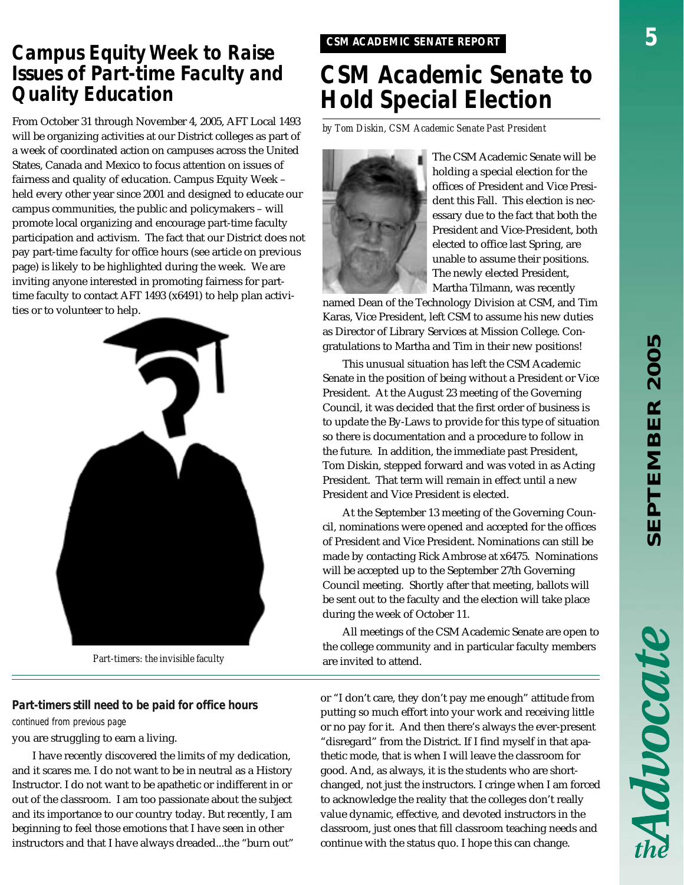## Campus Equity Week to Raise Issues of Part-time Faculty and Quality Education

From October 31 through November 4, 2005, AFT Local 1493 will be organizing activities at our District colleges as part of a week of coordinated action on campuses across the United States, Canada and Mexico to focus attention on issues of fairness and quality of education. Campus Equity Week – held every other year since 2001 and designed to educate our campus communities, the public and policymakers – will promote local organizing and encourage part-time faculty participation and activism. The fact that our District does not pay part-time faculty for office hours (see article on previous page) is likely to be highlighted during the week. We are inviting anyone interested in promoting fairness for part-time faculty to contact AFT 1493 (x6491) to help plan activities or to volunteer to help.

*Part-timers: the invisible faculty*

**CSM ACADEMIC SENATE REPORT**

## CSM Academic Senate to Hold Special Election

*by Tom Diskin, CSM Academic Senate Past President*

The CSM Academic Senate will be holding a special election for the offices of President and Vice President this Fall. This election is necessary due to the fact that both the President and Vice-President, both elected to office last Spring, are unable to assume their positions. The newly elected President, Martha Tilmann, was recently named Dean of the Technology Division at CSM, and Tim Karas, Vice President, left CSM to assume his new duties as Director of Library Services at Mission College. Congratulations to Martha and Tim in their new positions!

This unusual situation has left the CSM Academic Senate in the position of being without a President or Vice President. At the August 23 meeting of the Governing Council, it was decided that the first order of business is to update the By-Laws to provide for this type of situation so there is documentation and a procedure to follow in the future. In addition, the immediate past President, Tom Diskin, stepped forward and was voted in as Acting President. That term will remain in effect until a new President and Vice President is elected.

At the September 13 meeting of the Governing Council, nominations were opened and accepted for the offices of President and Vice President. Nominations can still be made by contacting Rick Ambrose at x6475. Nominations will be accepted up to the September 27th Governing Council meeting. Shortly after that meeting, ballots will be sent out to the faculty and the election will take place during the week of October 11.

All meetings of the CSM Academic Senate are open to the college community and in particular faculty members are invited to attend.

---

### Part-timers still need to be paid for office hours

*continued from previous page*

you are struggling to earn a living.

I have recently discovered the limits of my dedication, and it scares me. I do not want to be in neutral as a History Instructor. I do not want to be apathetic or indifferent in or out of the classroom. I am too passionate about the subject and its importance to our country today. But recently, I am beginning to feel those emotions that I have seen in other instructors and that I have always dreaded...the "burn out" or "I don't care, they don't pay me enough" attitude from putting so much effort into your work and receiving little or no pay for it. And then there's always the ever-present "disregard" from the District. If I find myself in that apathetic mode, that is when I will leave the classroom for good. And, as always, it is the students who are short-changed, not just the instructors. I cringe when I am forced to acknowledge the reality that the colleges don't really value dynamic, effective, and devoted instructors in the classroom, just ones that fill classroom teaching needs and continue with the status quo. I hope this can change.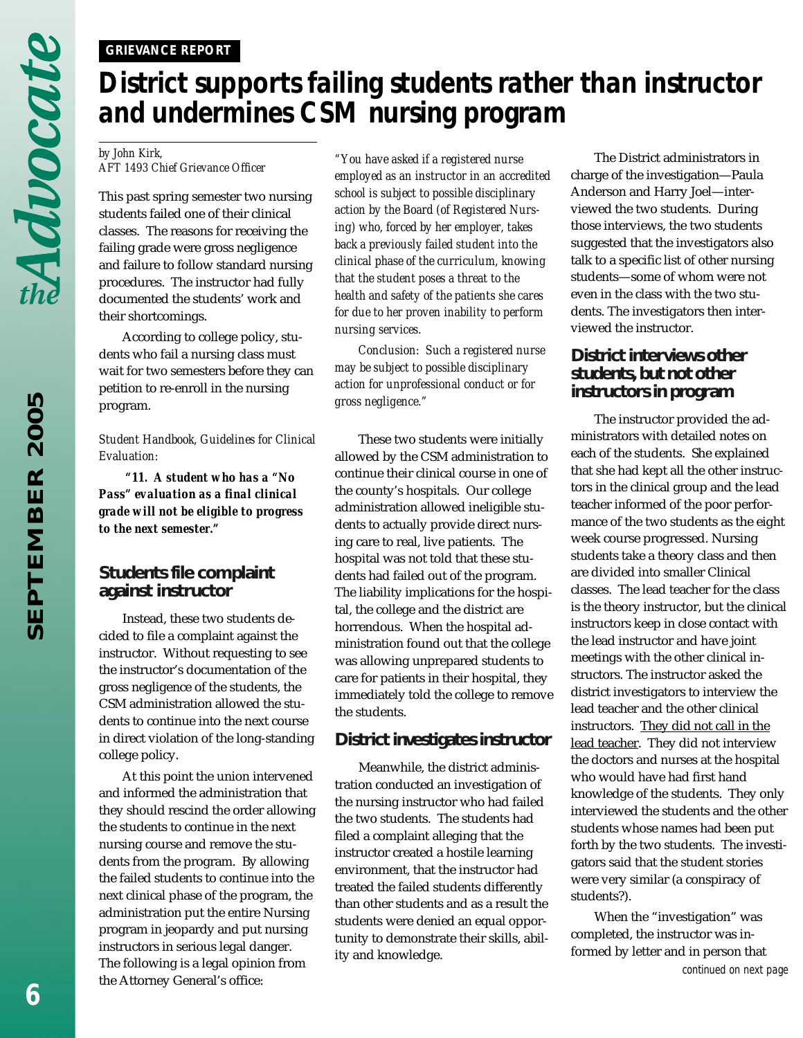GRIEVANCE REPORT

# District supports failing students rather than instructor and undermines CSM nursing program

*by John Kirk,*
*AFT 1493 Chief Grievance Officer*

This past spring semester two nursing students failed one of their clinical classes. The reasons for receiving the failing grade were gross negligence and failure to follow standard nursing procedures. The instructor had fully documented the students' work and their shortcomings.

According to college policy, students who fail a nursing class must wait for two semesters before they can petition to re-enroll in the nursing program.

*Student Handbook, Guidelines for Clinical Evaluation:*

***"11. A student who has a "No Pass" evaluation as a final clinical grade will not be eligible to progress to the next semester."***

## Students file complaint against instructor

Instead, these two students decided to file a complaint against the instructor. Without requesting to see the instructor's documentation of the gross negligence of the students, the CSM administration allowed the students to continue into the next course in direct violation of the long-standing college policy.

At this point the union intervened and informed the administration that they should rescind the order allowing the students to continue in the next nursing course and remove the students from the program. By allowing the failed students to continue into the next clinical phase of the program, the administration put the entire Nursing program in jeopardy and put nursing instructors in serious legal danger. The following is a legal opinion from the Attorney General's office:

*"You have asked if a registered nurse employed as an instructor in an accredited school is subject to possible disciplinary action by the Board (of Registered Nursing) who, forced by her employer, takes back a previously failed student into the clinical phase of the curriculum, knowing that the student poses a threat to the health and safety of the patients she cares for due to her proven inability to perform nursing services.*

*Conclusion: Such a registered nurse may be subject to possible disciplinary action for unprofessional conduct or for gross negligence."*

These two students were initially allowed by the CSM administration to continue their clinical course in one of the county's hospitals. Our college administration allowed ineligible students to actually provide direct nursing care to real, live patients. The hospital was not told that these students had failed out of the program. The liability implications for the hospital, the college and the district are horrendous. When the hospital administration found out that the college was allowing unprepared students to care for patients in their hospital, they immediately told the college to remove the students.

## District investigates instructor

Meanwhile, the district administration conducted an investigation of the nursing instructor who had failed the two students. The students had filed a complaint alleging that the instructor created a hostile learning environment, that the instructor had treated the failed students differently than other students and as a result the students were denied an equal opportunity to demonstrate their skills, ability and knowledge.

The District administrators in charge of the investigation—Paula Anderson and Harry Joel—interviewed the two students. During those interviews, the two students suggested that the investigators also talk to a specific list of other nursing students—some of whom were not even in the class with the two students. The investigators then interviewed the instructor.

## District interviews other students, but not other instructors in program

The instructor provided the administrators with detailed notes on each of the students. She explained that she had kept all the other instructors in the clinical group and the lead teacher informed of the poor performance of the two students as the eight week course progressed. Nursing students take a theory class and then are divided into smaller Clinical classes. The lead teacher for the class is the theory instructor, but the clinical instructors keep in close contact with the lead instructor and have joint meetings with the other clinical instructors. The instructor asked the district investigators to interview the lead teacher and the other clinical instructors. They did not call in the lead teacher. They did not interview the doctors and nurses at the hospital who would have had first hand knowledge of the students. They only interviewed the students and the other students whose names had been put forth by the two students. The investigators said that the student stories were very similar (a conspiracy of students?).

When the "investigation" was completed, the instructor was informed by letter and in person that

*continued on next page*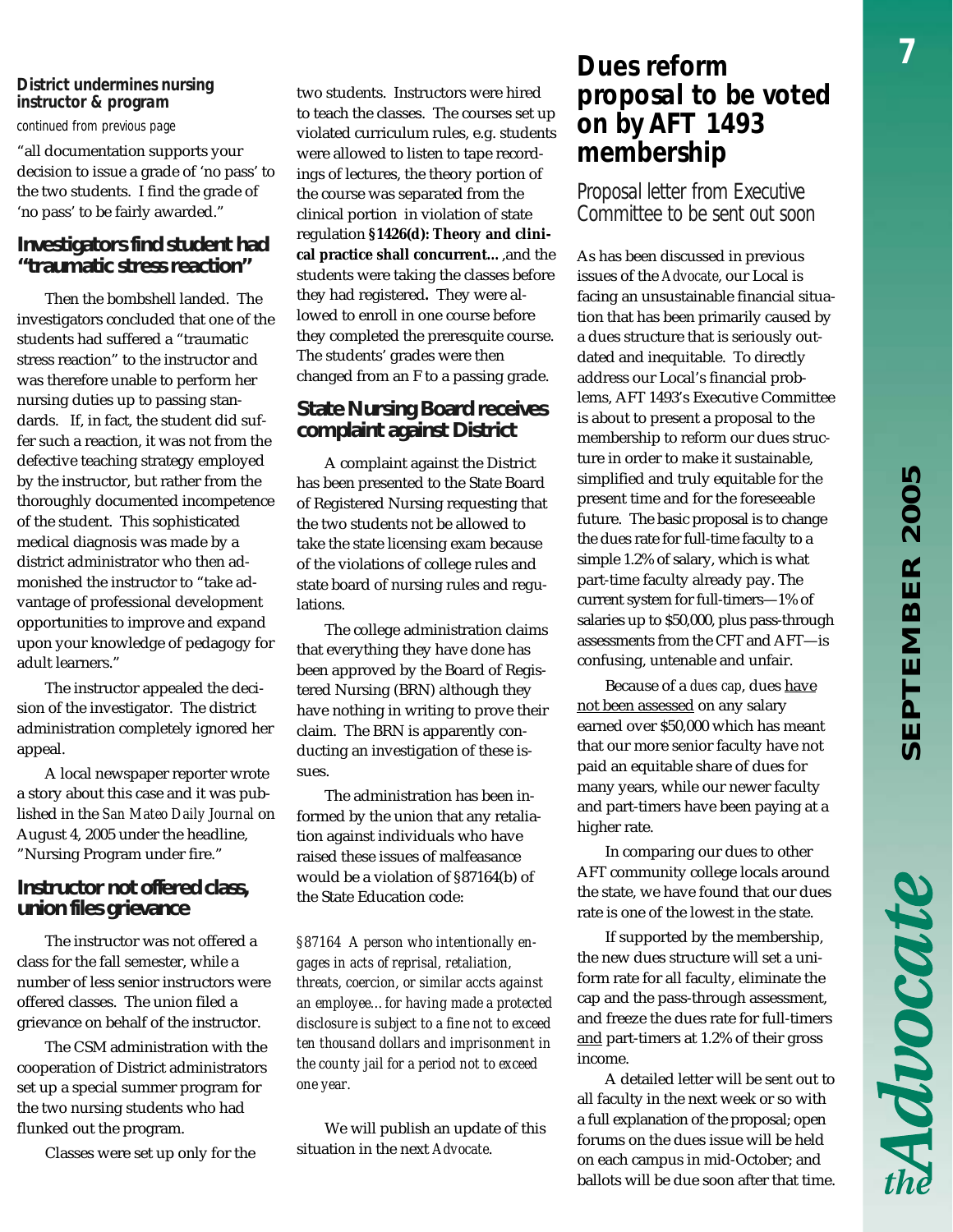**District undermines nursing instructor & program**

*continued from previous page*

"all documentation supports your decision to issue a grade of 'no pass' to the two students. I find the grade of 'no pass' to be fairly awarded."

## Investigators find student had "traumatic stress reaction"

Then the bombshell landed. The investigators concluded that one of the students had suffered a "traumatic stress reaction" to the instructor and was therefore unable to perform her nursing duties up to passing standards. If, in fact, the student did suffer such a reaction, it was not from the defective teaching strategy employed by the instructor, but rather from the thoroughly documented incompetence of the student. This sophisticated medical diagnosis was made by a district administrator who then admonished the instructor to "take advantage of professional development opportunities to improve and expand upon your knowledge of pedagogy for adult learners."

The instructor appealed the decision of the investigator. The district administration completely ignored her appeal.

A local newspaper reporter wrote a story about this case and it was published in the *San Mateo Daily Journal* on August 4, 2005 under the headline, "Nursing Program under fire."

## Instructor not offered class, union files grievance

The instructor was not offered a class for the fall semester, while a number of less senior instructors were offered classes. The union filed a grievance on behalf of the instructor.

The CSM administration with the cooperation of District administrators set up a special summer program for the two nursing students who had flunked out the program.

Classes were set up only for the two students. Instructors were hired to teach the classes. The courses set up violated curriculum rules, e.g. students were allowed to listen to tape recordings of lectures, the theory portion of the course was separated from the clinical portion in violation of state regulation **§1426(d): Theory and clinical practice shall concurrent…** ,and the students were taking the classes before they had registered. They were allowed to enroll in one course before they completed the preresquite course. The students' grades were then changed from an F to a passing grade.

## State Nursing Board receives complaint against District

A complaint against the District has been presented to the State Board of Registered Nursing requesting that the two students not be allowed to take the state licensing exam because of the violations of college rules and state board of nursing rules and regulations.

The college administration claims that everything they have done has been approved by the Board of Registered Nursing (BRN) although they have nothing in writing to prove their claim. The BRN is apparently conducting an investigation of these issues.

The administration has been informed by the union that any retaliation against individuals who have raised these issues of malfeasance would be a violation of §87164(b) of the State Education code:

*§87164 A person who intentionally engages in acts of reprisal, retaliation, threats, coercion, or similar accts against an employee…for having made a protected disclosure is subject to a fine not to exceed ten thousand dollars and imprisonment in the county jail for a period not to exceed one year.*

We will publish an update of this situation in the next *Advocate*.

# Dues reform proposal to be voted on by AFT 1493 membership

### Proposal letter from Executive Committee to be sent out soon

As has been discussed in previous issues of the *Advocate*, our Local is facing an unsustainable financial situation that has been primarily caused by a dues structure that is seriously outdated and inequitable. To directly address our Local's financial problems, AFT 1493's Executive Committee is about to present a proposal to the membership to reform our dues structure in order to make it sustainable, simplified and truly equitable for the present time and for the foreseeable future. The basic proposal is to change the dues rate for full-time faculty to a simple 1.2% of salary, which is what part-time faculty already pay. The current system for full-timers—1% of salaries up to $50,000, plus pass-through assessments from the CFT and AFT—is confusing, untenable and unfair.

Because of a *dues cap*, dues have not been assessed on any salary earned over $50,000 which has meant that our more senior faculty have not paid an equitable share of dues for many years, while our newer faculty and part-timers have been paying at a higher rate.

In comparing our dues to other AFT community college locals around the state, we have found that our dues rate is one of the lowest in the state.

If supported by the membership, the new dues structure will set a uniform rate for all faculty, eliminate the cap and the pass-through assessment, and freeze the dues rate for full-timers and part-timers at 1.2% of their gross income.

A detailed letter will be sent out to all faculty in the next week or so with a full explanation of the proposal; open forums on the dues issue will be held on each campus in mid-October; and ballots will be due soon after that time.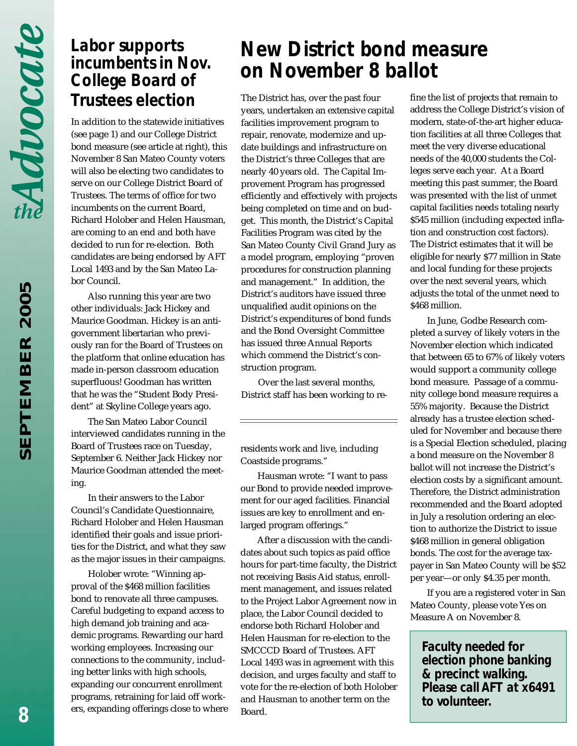## Labor supports incumbents in Nov. College Board of Trustees election

In addition to the statewide initiatives (see page 1) and our College District bond measure (see article at right), this November 8 San Mateo County voters will also be electing two candidates to serve on our College District Board of Trustees. The terms of office for two incumbents on the current Board, Richard Holober and Helen Hausman, are coming to an end and both have decided to run for re-election. Both candidates are being endorsed by AFT Local 1493 and by the San Mateo Labor Council.

Also running this year are two other individuals: Jack Hickey and Maurice Goodman. Hickey is an anti-government libertarian who previously ran for the Board of Trustees on the platform that online education has made in-person classroom education superfluous! Goodman has written that he was the "Student Body President" at Skyline College years ago.

The San Mateo Labor Council interviewed candidates running in the Board of Trustees race on Tuesday, September 6. Neither Jack Hickey nor Maurice Goodman attended the meeting.

In their answers to the Labor Council's Candidate Questionnaire, Richard Holober and Helen Hausman identified their goals and issue priorities for the District, and what they saw as the major issues in their campaigns.

Holober wrote: "Winning approval of the $468 million facilities bond to renovate all three campuses. Careful budgeting to expand access to high demand job training and academic programs. Rewarding our hard working employees. Increasing our connections to the community, including better links with high schools, expanding our concurrent enrollment programs, retraining for laid off workers, expanding offerings close to where residents work and live, including Coastside programs."

Hausman wrote: "I want to pass our Bond to provide needed improvement for our aged facilities. Financial issues are key to enrollment and enlarged program offerings."

After a discussion with the candidates about such topics as paid office hours for part-time faculty, the District not receiving Basis Aid status, enrollment management, and issues related to the Project Labor Agreement now in place, the Labor Council decided to endorse both Richard Holober and Helen Hausman for re-election to the SMCCCD Board of Trustees. AFT Local 1493 was in agreement with this decision, and urges faculty and staff to vote for the re-election of both Holober and Hausman to another term on the Board.

# New District bond measure on November 8 ballot

The District has, over the past four years, undertaken an extensive capital facilities improvement program to repair, renovate, modernize and update buildings and infrastructure on the District's three Colleges that are nearly 40 years old. The Capital Improvement Program has progressed efficiently and effectively with projects being completed on time and on budget. This month, the District's Capital Facilities Program was cited by the San Mateo County Civil Grand Jury as a model program, employing "proven procedures for construction planning and management." In addition, the District's auditors have issued three unqualified audit opinions on the District's expenditures of bond funds and the Bond Oversight Committee has issued three Annual Reports which commend the District's construction program.

Over the last several months, District staff has been working to refine the list of projects that remain to address the College District's vision of modern, state-of-the-art higher education facilities at all three Colleges that meet the very diverse educational needs of the 40,000 students the Colleges serve each year. At a Board meeting this past summer, the Board was presented with the list of unmet capital facilities needs totaling nearly $545 million (including expected inflation and construction cost factors). The District estimates that it will be eligible for nearly $77 million in State and local funding for these projects over the next several years, which adjusts the total of the unmet need to $468 million.

In June, Godbe Research completed a survey of likely voters in the November election which indicated that between 65 to 67% of likely voters would support a community college bond measure. Passage of a community college bond measure requires a 55% majority. Because the District already has a trustee election scheduled for November and because there is a Special Election scheduled, placing a bond measure on the November 8 ballot will not increase the District's election costs by a significant amount. Therefore, the District administration recommended and the Board adopted in July a resolution ordering an election to authorize the District to issue $468 million in general obligation bonds. The cost for the average taxpayer in San Mateo County will be $52 per year—or only $4.35 per month.

If you are a registered voter in San Mateo County, please vote Yes on Measure A on November 8.

**Faculty needed for election phone banking & precinct walking. Please call AFT at x6491 to volunteer.**